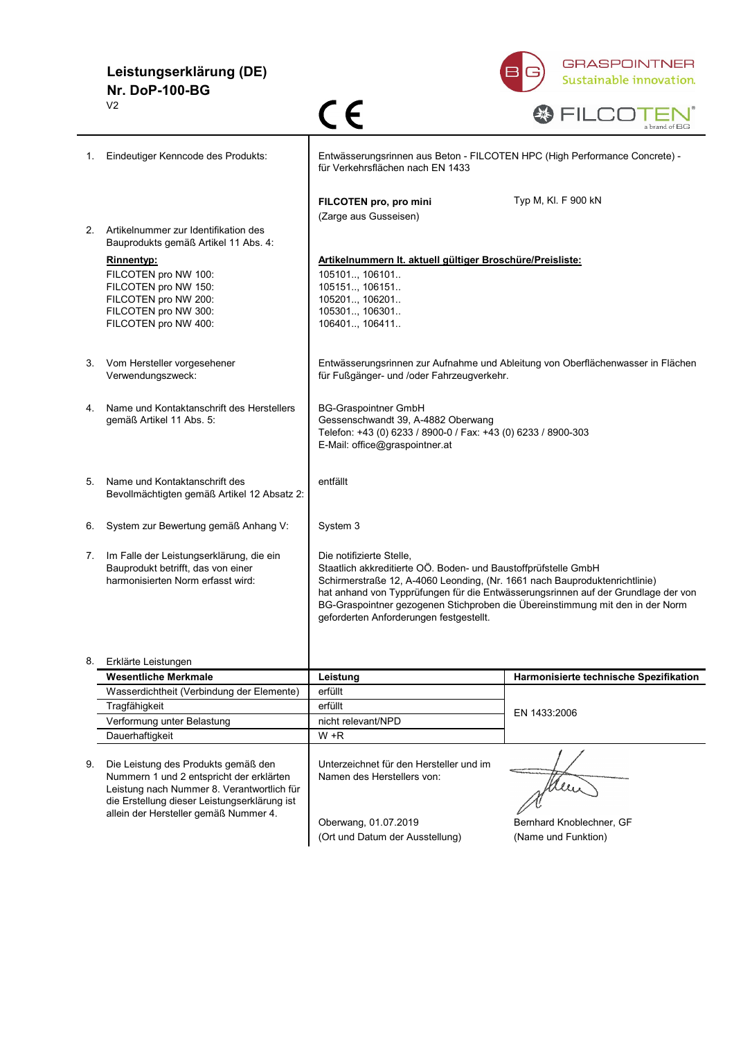# Leistungserklärung (DE)

## Nr. DoP-100-BG

V2

CE

GRASPOINTNER Sustainable innovation.

FILCOTEN® a brand of BG

1. Eindeutiger Kenncode des Produkts:

Entwässerungsrinnen aus Beton - FILCOTEN HPC (High Performance Concrete) - für Verkehrsflächen nach EN 1433

**FILCOTEN pro, pro mini** (Zarge aus Gusseisen) — Typ M, Kl. F 900 kN

2. Artikelnummer zur Identifikation des Bauprodukts gemäß Artikel 11 Abs. 4:

| **Rinnentyp:** | **Artikelnummern lt. aktuell gültiger Broschüre/Preisliste:** |
|---|---|
| FILCOTEN pro NW 100: | 105101.., 106101.. |
| FILCOTEN pro NW 150: | 105151.., 106151.. |
| FILCOTEN pro NW 200: | 105201.., 106201.. |
| FILCOTEN pro NW 300: | 105301.., 106301.. |
| FILCOTEN pro NW 400: | 106401.., 106411.. |

3. Vom Hersteller vorgesehener Verwendungszweck:

Entwässerungsrinnen zur Aufnahme und Ableitung von Oberflächenwasser in Flächen für Fußgänger- und /oder Fahrzeugverkehr.

4. Name und Kontaktanschrift des Herstellers gemäß Artikel 11 Abs. 5:

BG-Graspointner GmbH
Gessenschwandt 39, A-4882 Oberwang
Telefon: +43 (0) 6233 / 8900-0 / Fax: +43 (0) 6233 / 8900-303
E-Mail: office@graspointner.at

5. Name und Kontaktanschrift des Bevollmächtigten gemäß Artikel 12 Absatz 2:

entfällt

6. System zur Bewertung gemäß Anhang V:

System 3

7. Im Falle der Leistungserklärung, die ein Bauprodukt betrifft, das von einer harmonisierten Norm erfasst wird:

Die notifizierte Stelle,
Staatlich akkreditierte OÖ. Boden- und Baustoffprüfstelle GmbH
Schirmerstraße 12, A-4060 Leonding, (Nr. 1661 nach Bauproduktenrichtlinie)
hat anhand von Typprüfungen für die Entwässerungsrinnen auf der Grundlage der von BG-Graspointner gezogenen Stichproben die Übereinstimmung mit den in der Norm geforderten Anforderungen festgestellt.

8. Erklärte Leistungen

| **Wesentliche Merkmale** | **Leistung** | **Harmonisierte technische Spezifikation** |
|---|---|---|
| Wasserdichtheit (Verbindung der Elemente) | erfüllt | EN 1433:2006 |
| Tragfähigkeit | erfüllt | |
| Verformung unter Belastung | nicht relevant/NPD | |
| Dauerhaftigkeit | W +R | |

9. Die Leistung des Produkts gemäß den Nummern 1 und 2 entspricht der erklärten Leistung nach Nummer 8. Verantwortlich für die Erstellung dieser Leistungserklärung ist allein der Hersteller gemäß Nummer 4.

Unterzeichnet für den Hersteller und im Namen des Herstellers von:

Oberwang, 01.07.2019
(Ort und Datum der Ausstellung)

Bernhard Knoblechner, GF
(Name und Funktion)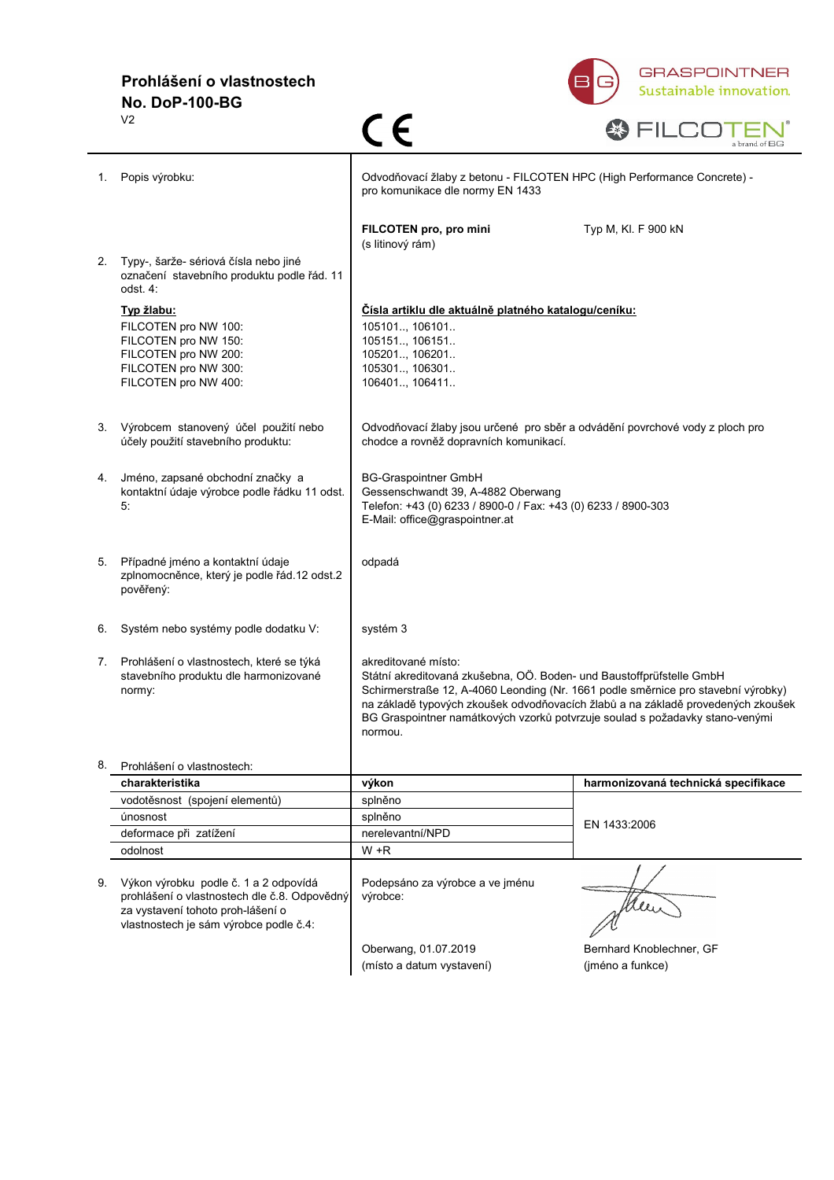**Prohlášení o vlastnostech**
**No. DoP-100-BG**
V2

CE

GRASPOINTNER
Sustainable innovation.

FILCOTEN® a brand of BG

1. Popis výrobku:

Odvodňovací žlaby z betonu - FILCOTEN HPC (High Performance Concrete) - pro komunikace dle normy EN 1433

**FILCOTEN pro, pro mini** (s litinový rám) — Typ M, Kl. F 900 kN

2. Typy-, šarže- sériová čísla nebo jiné označení stavebního produktu podle řád. 11 odst. 4:

| **Typ žlabu:** | **Čísla artiklu dle aktuálně platného katalogu/ceníku:** |
|---|---|
| FILCOTEN pro NW 100: | 105101.., 106101.. |
| FILCOTEN pro NW 150: | 105151.., 106151.. |
| FILCOTEN pro NW 200: | 105201.., 106201.. |
| FILCOTEN pro NW 300: | 105301.., 106301.. |
| FILCOTEN pro NW 400: | 106401.., 106411.. |

3. Výrobcem stanovený účel použití nebo účely použití stavebního produktu:

Odvodňovací žlaby jsou určené pro sběr a odvádění povrchové vody z ploch pro chodce a rovněž dopravních komunikací.

4. Jméno, zapsané obchodní značky a kontaktní údaje výrobce podle řádku 11 odst. 5:

BG-Graspointner GmbH
Gessenschwandt 39, A-4882 Oberwang
Telefon: +43 (0) 6233 / 8900-0 / Fax: +43 (0) 6233 / 8900-303
E-Mail: office@graspointner.at

5. Případné jméno a kontaktní údaje zplnomocněnce, který je podle řád.12 odst.2 pověřený:

odpadá

6. Systém nebo systémy podle dodatku V:

systém 3

7. Prohlášení o vlastnostech, které se týká stavebního produktu dle harmonizované normy:

akreditované místo:
Státní akreditovaná zkušebna, OÖ. Boden- und Baustoffprüfstelle GmbH
Schirmerstraße 12, A-4060 Leonding (Nr. 1661 podle směrnice pro stavební výrobky) na základě typových zkoušek odvodňovacích žlabů a na základě provedených zkoušek BG Graspointner namátkových vzorků potvrzuje soulad s požadavky stano-venými normou.

8. Prohlášení o vlastnostech:

| **charakteristika** | **výkon** | **harmonizovaná technická specifikace** |
|---|---|---|
| vodotěsnost (spojení elementů) | splněno | EN 1433:2006 |
| únosnost | splněno | |
| deformace při zatížení | nerelevantní/NPD | |
| odolnost | W +R | |

9. Výkon výrobku podle č. 1 a 2 odpovídá prohlášení o vlastnostech dle č.8. Odpovědný za vystavení tohoto proh-lášení o vlastnostech je sám výrobce podle č.4:

Podepsáno za výrobce a ve jménu výrobce:

Oberwang, 01.07.2019
(místo a datum vystavení)

Bernhard Knoblechner, GF
(jméno a funkce)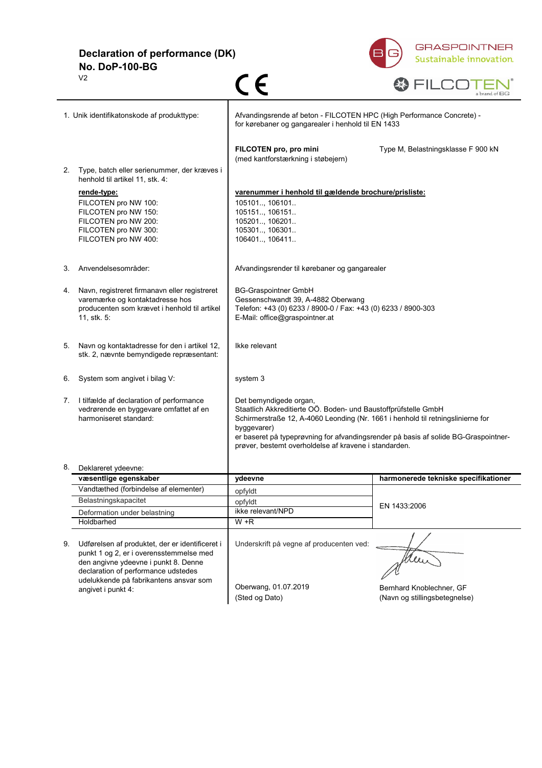# Declaration of performance (DK)
## No. DoP-100-BG

V2

GRASPOINTNER Sustainable innovation.

FILCOTEN® a brand of BG

1. Unik identifikatonskode af produkttype:

Afvandingsrende af beton - FILCOTEN HPC (High Performance Concrete) - for kørebaner og gangarealer i henhold til EN 1433

**FILCOTEN pro, pro mini** (med kantforstærkning i støbejern) — Type M, Belastningsklasse F 900 kN

2. Type, batch eller serienummer, der kræves i henhold til artikel 11, stk. 4:

| **rende-type:** | **varenummer i henhold til gældende brochure/prisliste:** |
|---|---|
| FILCOTEN pro NW 100: | 105101.., 106101.. |
| FILCOTEN pro NW 150: | 105151.., 106151.. |
| FILCOTEN pro NW 200: | 105201.., 106201.. |
| FILCOTEN pro NW 300: | 105301.., 106301.. |
| FILCOTEN pro NW 400: | 106401.., 106411.. |

3. Anvendelsesområder:

Afvandingsrender til kørebaner og gangarealer

4. Navn, registreret firmanavn eller registreret varemærke og kontaktadresse hos producenten som krævet i henhold til artikel 11, stk. 5:

BG-Graspointner GmbH
Gessenschwandt 39, A-4882 Oberwang
Telefon: +43 (0) 6233 / 8900-0 / Fax: +43 (0) 6233 / 8900-303
E-Mail: office@graspointner.at

5. Navn og kontaktadresse for den i artikel 12, stk. 2, nævnte bemyndigede repræsentant:

Ikke relevant

6. System som angivet i bilag V:

system 3

7. I tilfælde af declaration of performance vedrørende en byggevare omfattet af en harmoniseret standard:

Det bemyndigede organ,
Staatlich Akkreditierte OÖ. Boden- und Baustoffprüfstelle GmbH
Schirmerstraße 12, A-4060 Leonding (Nr. 1661 i henhold til retningslinierne for byggevarer)
er baseret på typeprøvning for afvandingsrender på basis af solide BG-Graspointner-prøver, bestemt overholdelse af kravene i standarden.

8. Deklareret ydeevne:

| **væsentlige egenskaber** | **ydeevne** | **harmonerede tekniske specifikationer** |
|---|---|---|
| Vandtæthed (forbindelse af elementer) | opfyldt | EN 1433:2006 |
| Belastningskapacitet | opfyldt | |
| Deformation under belastning | ikke relevant/NPD | |
| Holdbarhed | W +R | |

9. Udførelsen af produktet, der er identificeret i punkt 1 og 2, er i overensstemmelse med den angivne ydeevne i punkt 8. Denne declaration of performance udstedes udelukkende på fabrikantens ansvar som angivet i punkt 4:

Underskrift på vegne af producenten ved:

Oberwang, 01.07.2019
(Sted og Dato)

Bernhard Knoblechner, GF
(Navn og stillingsbetegnelse)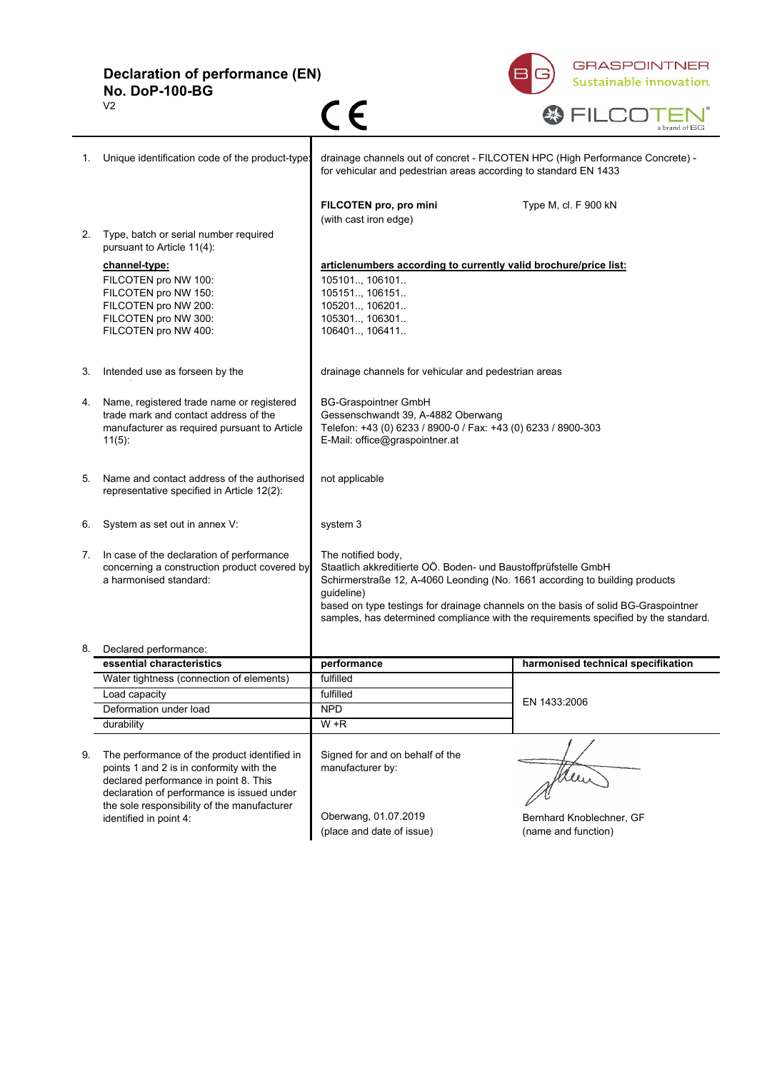# Declaration of performance (EN)
## No. DoP-100-BG

V2

CE

GRASPOINTNER Sustainable innovation.

FILCOTEN® a brand of BG

1. Unique identification code of the product-type: drainage channels out of concrete - FILCOTEN HPC (High Performance Concrete) - for vehicular and pedestrian areas according to standard EN 1433

   **FILCOTEN pro, pro mini** (with cast iron edge) — Type M, cl. F 900 kN

2. Type, batch or serial number required pursuant to Article 11(4):

| channel-type: | articlenumbers according to currently valid brochure/price list: |
|---|---|
| FILCOTEN pro NW 100: | 105101.., 106101.. |
| FILCOTEN pro NW 150: | 105151.., 106151.. |
| FILCOTEN pro NW 200: | 105201.., 106201.. |
| FILCOTEN pro NW 300: | 105301.., 106301.. |
| FILCOTEN pro NW 400: | 106401.., 106411.. |

3. Intended use as forseen by the — drainage channels for vehicular and pedestrian areas

4. Name, registered trade name or registered trade mark and contact address of the manufacturer as required pursuant to Article 11(5):

   BG-Graspointner GmbH
   Gessenschwandt 39, A-4882 Oberwang
   Telefon: +43 (0) 6233 / 8900-0 / Fax: +43 (0) 6233 / 8900-303
   E-Mail: office@graspointner.at

5. Name and contact address of the authorised representative specified in Article 12(2): — not applicable

6. System as set out in annex V: — system 3

7. In case of the declaration of performance concerning a construction product covered by a harmonised standard:

   The notified body,
   Staatlich akkreditierte OÖ. Boden- und Baustoffprüfstelle GmbH
   Schirmerstraße 12, A-4060 Leonding (No. 1661 according to building products guideline)
   based on type testings for drainage channels on the basis of solid BG-Graspointner samples, has determined compliance with the requirements specified by the standard.

8. Declared performance:

| essential characteristics | performance | harmonised technical specifikation |
|---|---|---|
| Water tightness (connection of elements) | fulfilled | EN 1433:2006 |
| Load capacity | fulfilled | |
| Deformation under load | NPD | |
| durability | W +R | |

9. The performance of the product identified in points 1 and 2 is in conformity with the declared performance in point 8. This declaration of performance is issued under the sole responsibility of the manufacturer identified in point 4:

   Signed for and on behalf of the manufacturer by:

   Oberwang, 01.07.2019
   (place and date of issue)

   Bernhard Knoblechner, GF
   (name and function)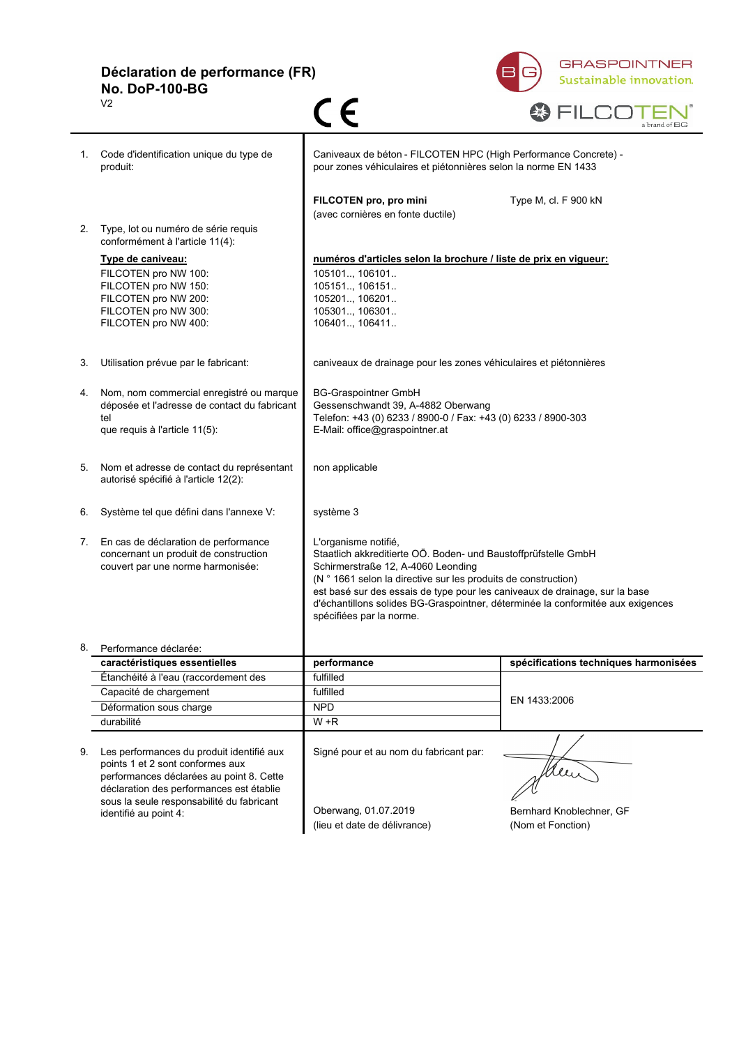# Déclaration de performance (FR)
## No. DoP-100-BG

V2

CE

GRASPOINTNER Sustainable innovation.

FILCOTEN® a brand of BG

1. Code d'identification unique du type de produit:

   Caniveaux de béton - FILCOTEN HPC (High Performance Concrete) - pour zones véhiculaires et piétonnières selon la norme EN 1433

   **FILCOTEN pro, pro mini** (avec cornières en fonte ductile) — Type M, cl. F 900 kN

2. Type, lot ou numéro de série requis conformément à l'article 11(4):

| **Type de caniveau:** | **numéros d'articles selon la brochure / liste de prix en vigueur:** |
|---|---|
| FILCOTEN pro NW 100: | 105101.., 106101.. |
| FILCOTEN pro NW 150: | 105151.., 106151.. |
| FILCOTEN pro NW 200: | 105201.., 106201.. |
| FILCOTEN pro NW 300: | 105301.., 106301.. |
| FILCOTEN pro NW 400: | 106401.., 106411.. |

3. Utilisation prévue par le fabricant:

   caniveaux de drainage pour les zones véhiculaires et piétonnières

4. Nom, nom commercial enregistré ou marque déposée et l'adresse de contact du fabricant tel que requis à l'article 11(5):

   BG-Graspointner GmbH
   Gessenschwandt 39, A-4882 Oberwang
   Telefon: +43 (0) 6233 / 8900-0 / Fax: +43 (0) 6233 / 8900-303
   E-Mail: office@graspointner.at

5. Nom et adresse de contact du représentant autorisé spécifié à l'article 12(2):

   non applicable

6. Système tel que défini dans l'annexe V:

   système 3

7. En cas de déclaration de performance concernant un produit de construction couvert par une norme harmonisée:

   L'organisme notifié,
   Staatlich akkreditierte OÖ. Boden- und Baustoffprüfstelle GmbH
   Schirmerstraße 12, A-4060 Leonding
   (N ° 1661 selon la directive sur les produits de construction)
   est basé sur des essais de type pour les caniveaux de drainage, sur la base d'échantillons solides BG-Graspointner, déterminée la conformitée aux exigences spécifiées par la norme.

8. Performance déclarée:

| caractéristiques essentielles | performance | spécifications techniques harmonisées |
|---|---|---|
| Étanchéité à l'eau (raccordement des | fulfilled | EN 1433:2006 |
| Capacité de chargement | fulfilled | |
| Déformation sous charge | NPD | |
| durabilité | W +R | |

9. Les performances du produit identifié aux points 1 et 2 sont conformes aux performances déclarées au point 8. Cette déclaration des performances est établie sous la seule responsabilité du fabricant identifié au point 4:

   Signé pour et au nom du fabricant par:

   Oberwang, 01.07.2019
   (lieu et date de délivrance)

   Bernhard Knoblechner, GF
   (Nom et Fonction)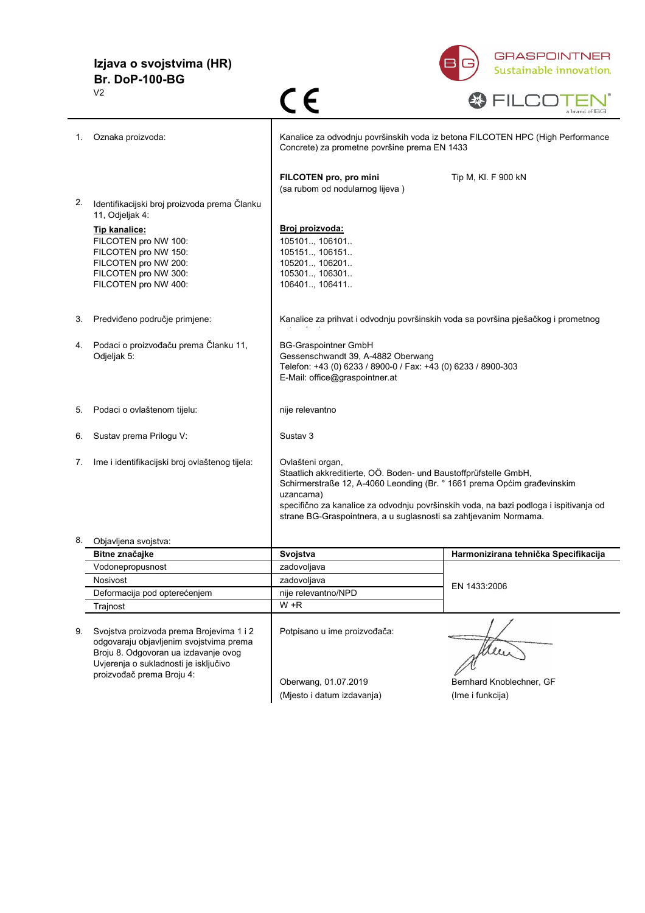**Izjava o svojstvima (HR)**
**Br. DoP-100-BG**
V2

CE

GRASPOINTNER
Sustainable innovation.

FILCOTEN® a brand of BG

| | |
|---|---|
| 1. Oznaka proizvoda: | Kanalice za odvodnju površinskih voda iz betona FILCOTEN HPC (High Performance Concrete) za prometne površine prema EN 1433 |
| | **FILCOTEN pro, pro mini** (sa rubom od nodularnog lijeva ) — Tip M, Kl. F 900 kN |
| 2. Identifikacijski broj proizvoda prema Članku 11, Odjeljak 4: | |
| **Tip kanalice:** | **Broj proizvoda:** |
| FILCOTEN pro NW 100: | 105101.., 106101.. |
| FILCOTEN pro NW 150: | 105151.., 106151.. |
| FILCOTEN pro NW 200: | 105201.., 106201.. |
| FILCOTEN pro NW 300: | 105301.., 106301.. |
| FILCOTEN pro NW 400: | 106401.., 106411.. |
| 3. Predviđeno područje primjene: | Kanalice za prihvat i odvodnju površinskih voda sa površina pješačkog i prometnog |
| 4. Podaci o proizvođaču prema Članku 11, Odjeljak 5: | BG-Graspointner GmbH<br>Gessenschwandt 39, A-4882 Oberwang<br>Telefon: +43 (0) 6233 / 8900-0 / Fax: +43 (0) 6233 / 8900-303<br>E-Mail: office@graspointner.at |
| 5. Podaci o ovlaštenom tijelu: | nije relevantno |
| 6. Sustav prema Prilogu V: | Sustav 3 |
| 7. Ime i identifikacijski broj ovlaštenog tijela: | Ovlašteni organ,<br>Staatlich akkreditierte, OÖ. Boden- und Baustoffprüfstelle GmbH,<br>Schirmerstraße 12, A-4060 Leonding (Br. ° 1661 prema Općim građevinskim uzancama)<br>specifično za kanalice za odvodnju površinskih voda, na bazi podloga i ispitivanja od strane BG-Graspointnera, a u suglasnosti sa zahtjevanim Normama. |

8. Objavljena svojstva:

| Bitne značajke | Svojstva | Harmonizirana tehnička Specifikacija |
|---|---|---|
| Vodonepropusnost | zadovoljava | EN 1433:2006 |
| Nosivost | zadovoljava | |
| Deformacija pod opterećenjem | nije relevantno/NPD | |
| Trajnost | W +R | |

9. Svojstva proizvoda prema Brojevima 1 i 2 odgovaraju objavljenim svojstvima prema Broju 8. Odgovoran ua izdavanje ovog Uvjerenja o sukladnosti je isključivo proizvođač prema Broju 4:

Potpisano u ime proizvođača:

Oberwang, 01.07.2019
(Mjesto i datum izdavanja)

Bernhard Knoblechner, GF
(Ime i funkcija)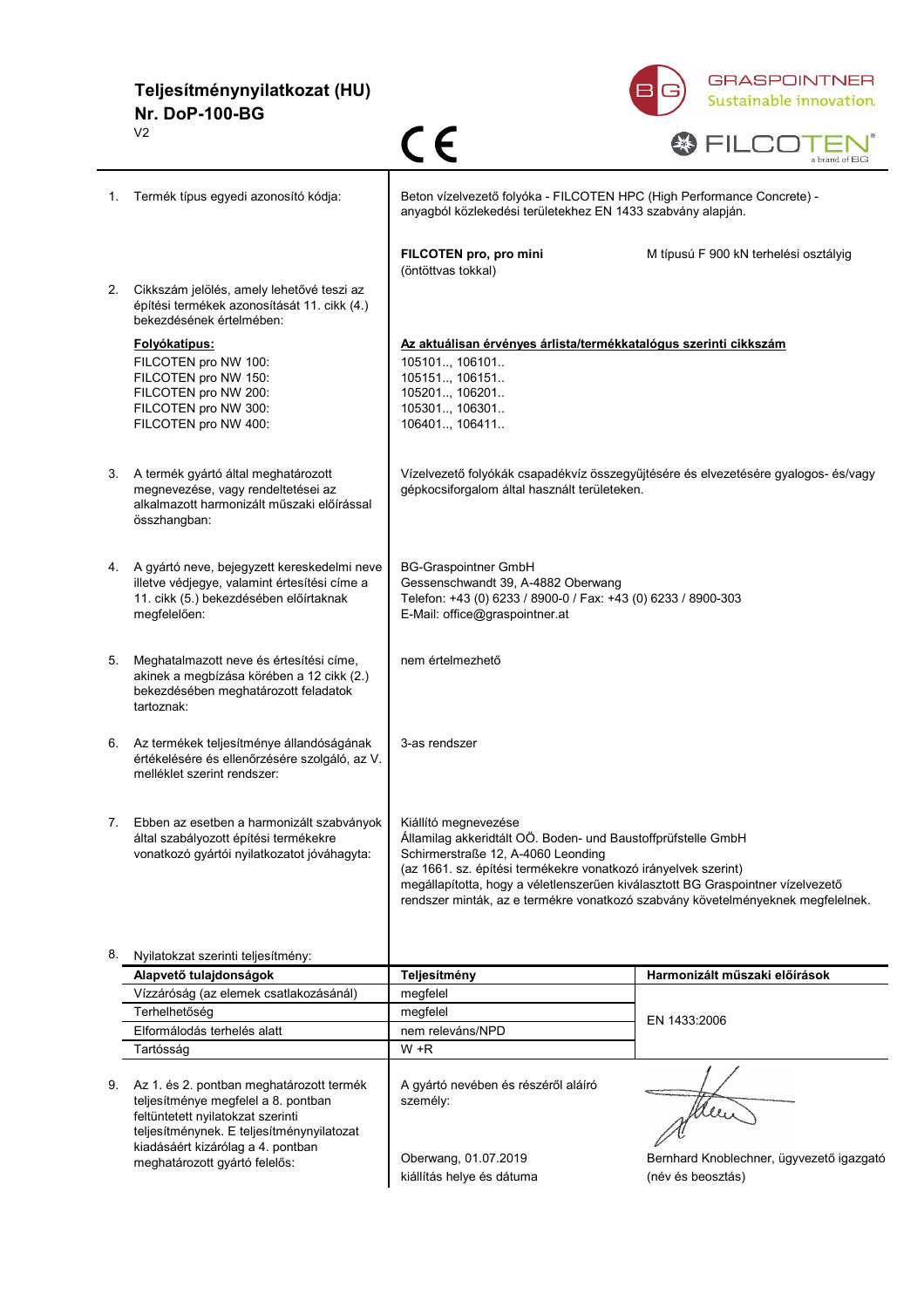# Teljesítménynyilatkozat (HU)

## Nr. DoP-100-BG

V2

GRASPOINTNER Sustainable innovation.

FILCOTEN® a brand of BG

1. Termék típus egyedi azonosító kódja:

Beton vízelvezető folyóka - FILCOTEN HPC (High Performance Concrete) - anyagból közlekedési területekhez EN 1433 szabvány alapján.

**FILCOTEN pro, pro mini** (öntöttvas tokkal) — M típusú F 900 kN terhelési osztályig

2. Cikkszám jelölés, amely lehetővé teszi az építési termékek azonosítását 11. cikk (4.) bekezdésének értelmében:

| Folyókatípus: | Az aktuálisan érvényes árlista/termékkatalógus szerinti cikkszám |
|---|---|
| FILCOTEN pro NW 100: | 105101.., 106101.. |
| FILCOTEN pro NW 150: | 105151.., 106151.. |
| FILCOTEN pro NW 200: | 105201.., 106201.. |
| FILCOTEN pro NW 300: | 105301.., 106301.. |
| FILCOTEN pro NW 400: | 106401.., 106411.. |

3. A termék gyártó által meghatározott megnevezése, vagy rendeltetései az alkalmazott harmonizált műszaki előírással összhangban:

Vízelvezető folyókák csapadékvíz összegyűjtésére és elvezetésére gyalogos- és/vagy gépkocsiforgalom által használt területeken.

4. A gyártó neve, bejegyzett kereskedelmi neve illetve védjegye, valamint értesítési címe a 11. cikk (5.) bekezdésében előírtaknak megfelelően:

BG-Graspointner GmbH
Gessenschwandt 39, A-4882 Oberwang
Telefon: +43 (0) 6233 / 8900-0 / Fax: +43 (0) 6233 / 8900-303
E-Mail: office@graspointner.at

5. Meghatalmazott neve és értesítési címe, akinek a megbízása körében a 12 cikk (2.) bekezdésében meghatározott feladatok tartoznak:

nem értelmezhető

6. Az termékek teljesítménye állandóságának értékelésére és ellenőrzésére szolgáló, az V. melléklet szerinti rendszer:

3-as rendszer

7. Ebben az esetben a harmonizált szabványok által szabályozott építési termékekre vonatkozó gyártói nyilatkozatot jóváhagyta:

Kiállító megnevezése
Államilag akkeridtált OÖ. Boden- und Baustoffprüfstelle GmbH
Schirmerstraße 12, A-4060 Leonding
(az 1661. sz. építési termékekre vonatkozó irányelvek szerint)
megállapította, hogy a véletlenszerűen kiválasztott BG Graspointner vízelvezető rendszer minták, az e termékre vonatkozó szabvány követelményeknek megfelelnek.

8. Nyilatkozat szerinti teljesítmény:

| Alapvető tulajdonságok | Teljesítmény | Harmonizált műszaki előírások |
|---|---|---|
| Vízzáróság (az elemek csatlakozásánál) | megfelel | |
| Terhelhetőség | megfelel | EN 1433:2006 |
| Elformálódás terhelés alatt | nem releváns/NPD | |
| Tartósság | W +R | |

9. Az 1. és 2. pontban meghatározott termék teljesítménye megfelel a 8. pontban feltüntetett nyilatkozat szerinti teljesítménynek. E teljesítménynyilatkozat kiadásáért kizárólag a 4. pontban meghatározott gyártó felelős:

A gyártó nevében és részéről aláíró személy:

Oberwang, 01.07.2019
kiállítás helye és dátuma

Bernhard Knoblechner, ügyvezető igazgató
(név és beosztás)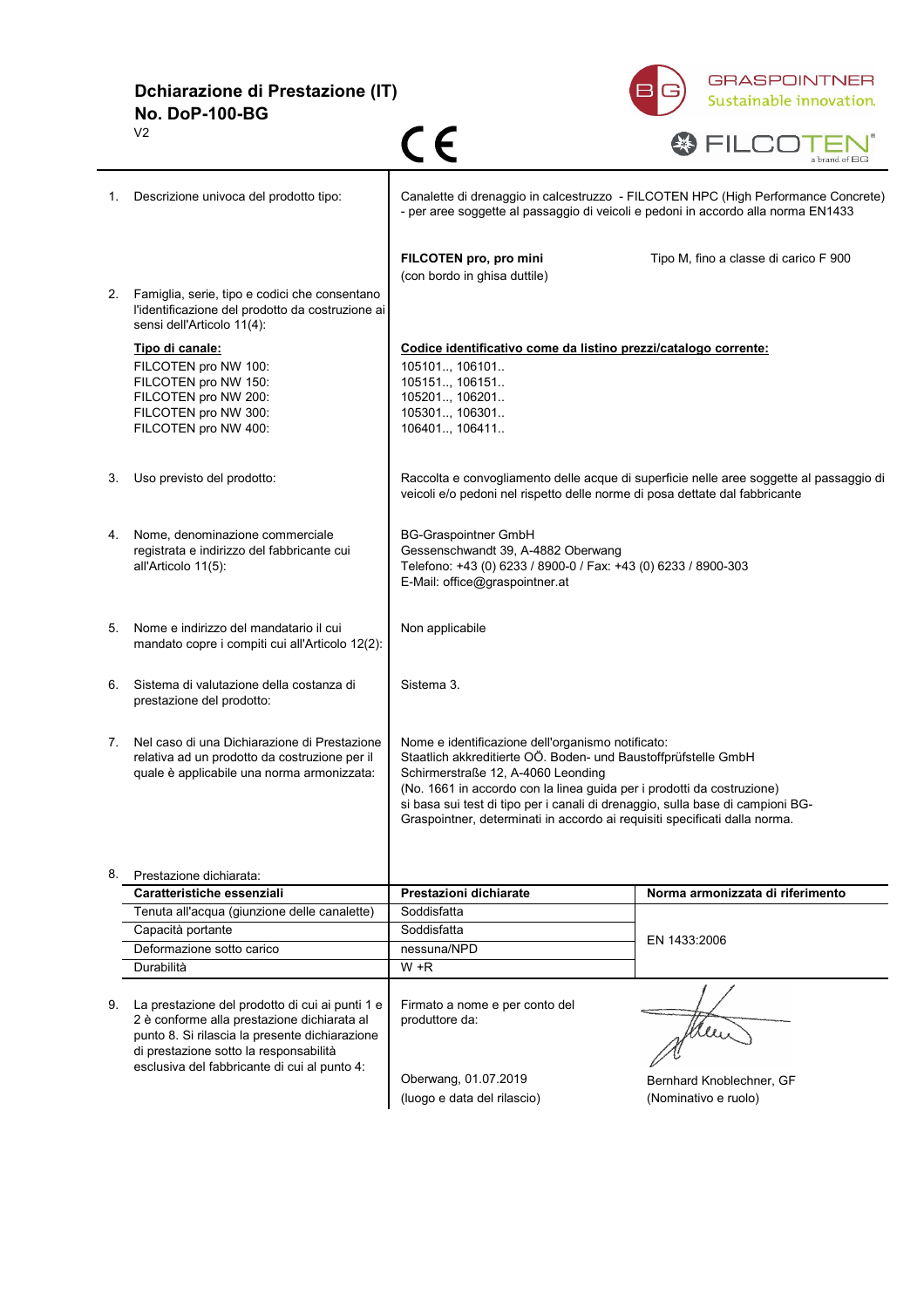# Dchiarazione di Prestazione (IT)
# No. DoP-100-BG

V2

CE

GRASPOINTNER Sustainable innovation

FILCOTEN a brand of BG

1. Descrizione univoca del prodotto tipo:

Canalette di drenaggio in calcestruzzo - FILCOTEN HPC (High Performance Concrete) - per aree soggette al passaggio di veicoli e pedoni in accordo alla norma EN1433

**FILCOTEN pro, pro mini** (con bordo in ghisa duttile) — Tipo M, fino a classe di carico F 900

2. Famiglia, serie, tipo e codici che consentano l'identificazione del prodotto da costruzione ai sensi dell'Articolo 11(4):

| Tipo di canale: | Codice identificativo come da listino prezzi/catalogo corrente: |
|---|---|
| FILCOTEN pro NW 100: | 105101.., 106101.. |
| FILCOTEN pro NW 150: | 105151.., 106151.. |
| FILCOTEN pro NW 200: | 105201.., 106201.. |
| FILCOTEN pro NW 300: | 105301.., 106301.. |
| FILCOTEN pro NW 400: | 106401.., 106411.. |

3. Uso previsto del prodotto:

Raccolta e convogliamento delle acque di superficie nelle aree soggette al passaggio di veicoli e/o pedoni nel rispetto delle norme di posa dettate dal fabbricante

4. Nome, denominazione commerciale registrata e indirizzo del fabbricante cui all'Articolo 11(5):

BG-Graspointner GmbH
Gessenschwandt 39, A-4882 Oberwang
Telefono: +43 (0) 6233 / 8900-0 / Fax: +43 (0) 6233 / 8900-303
E-Mail: office@graspointner.at

5. Nome e indirizzo del mandatario il cui mandato copre i compiti cui all'Articolo 12(2):

Non applicabile

6. Sistema di valutazione della costanza di prestazione del prodotto:

Sistema 3.

7. Nel caso di una Dichiarazione di Prestazione relativa ad un prodotto da costruzione per il quale è applicabile una norma armonizzata:

Nome e identificazione dell'organismo notificato:
Staatlich akkreditierte OÖ. Boden- und Baustoffprüfstelle GmbH
Schirmerstraße 12, A-4060 Leonding
(No. 1661 in accordo con la linea guida per i prodotti da costruzione)
si basa sui test di tipo per i canali di drenaggio, sulla base di campioni BG-Graspointner, determinati in accordo ai requisiti specificati dalla norma.

8. Prestazione dichiarata:

| Caratteristiche essenziali | Prestazioni dichiarate | Norma armonizzata di riferimento |
|---|---|---|
| Tenuta all'acqua (giunzione delle canalette) | Soddisfatta | EN 1433:2006 |
| Capacità portante | Soddisfatta | |
| Deformazione sotto carico | nessuna/NPD | |
| Durabilità | W +R | |

9. La prestazione del prodotto di cui ai punti 1 e 2 è conforme alla prestazione dichiarata al punto 8. Si rilascia la presente dichiarazione di prestazione sotto la responsabilità esclusiva del fabbricante di cui al punto 4:

Firmato a nome e per conto del produttore da:

Oberwang, 01.07.2019
(luogo e data del rilascio)

Bernhard Knoblechner, GF
(Nominativo e ruolo)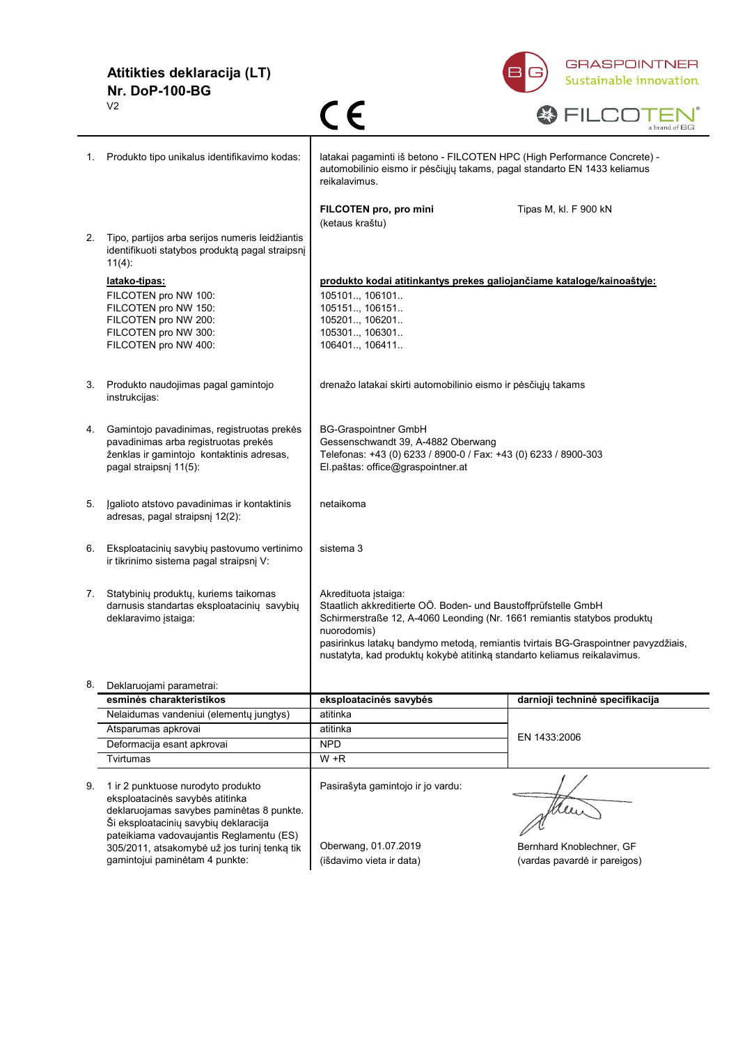**Atitikties deklaracija (LT)**
**Nr. DoP-100-BG**
V2

CE

GRASPOINTNER Sustainable innovation.
FILCOTEN® a brand of BG

1. Produkto tipo unikalus identifikavimo kodas:

   Iatakai pagaminti iš betono - FILCOTEN HPC (High Performance Concrete) - automobilinio eismo ir pėsčiųjų takams, pagal standarto EN 1433 keliamus reikalavimus.

   **FILCOTEN pro, pro mini** (ketaus kraštu) — Tipas M, kl. F 900 kN

2. Tipo, partijos arba serijos numeris leidžiantis identifikuoti statybos produktą pagal straipsnį 11(4):

| **latako-tipas:** | **produkto kodai atitinkantys prekes galiojančiame kataloge/kainoaštyje:** |
|---|---|
| FILCOTEN pro NW 100: | 105101.., 106101.. |
| FILCOTEN pro NW 150: | 105151.., 106151.. |
| FILCOTEN pro NW 200: | 105201.., 106201.. |
| FILCOTEN pro NW 300: | 105301.., 106301.. |
| FILCOTEN pro NW 400: | 106401.., 106411.. |

3. Produkto naudojimas pagal gamintojo instrukcijas:

   drenažo latakai skirti automobilinio eismo ir pėsčiųjų takams

4. Gamintojo pavadinimas, registruotas prekės pavadinimas arba registruotas prekės ženklas ir gamintojo kontaktinis adresas, pagal straipsnį 11(5):

   BG-Graspointner GmbH
   Gessenschwandt 39, A-4882 Oberwang
   Telefonas: +43 (0) 6233 / 8900-0 / Fax: +43 (0) 6233 / 8900-303
   El.paštas: office@graspointner.at

5. Įgalioto atstovo pavadinimas ir kontaktinis adresas, pagal straipsnį 12(2):

   netaikoma

6. Eksploatacinių savybių pastovumo vertinimo ir tikrinimo sistema pagal straipsnį V:

   sistema 3

7. Statybinių produktų, kuriems taikomas darnusis standartas eksploatacinių savybių deklaravimo įstaiga:

   Akredituota įstaiga:
   Staatlich akkreditierte OÖ. Boden- und Baustoffprüfstelle GmbH
   Schirmerstraße 12, A-4060 Leonding (Nr. 1661 remiantis statybos produktų nuorodomis)
   pasirinkus latakų bandymo metodą, remiantis tvirtais BG-Graspointner pavyzdžiais, nustatyta, kad produktų kokybė atitinką standarto keliamus reikalavimus.

8. Deklaruojami parametrai:

| esminės charakteristikos | eksploatacinės savybės | darnioji techninė specifikacija |
|---|---|---|
| Nelaidumas vandeniui (elementų jungtys) | atitinka | EN 1433:2006 |
| Atsparumas apkrovai | atitinka | |
| Deformacija esant apkrovai | NPD | |
| Tvirtumas | W +R | |

9. 1 ir 2 punktuose nurodyto produkto eksploatacinės savybės atitinka deklaruojamas savybes paminėtas 8 punkte. Ši eksploatacinių savybių deklaracija pateikiama vadovaujantis Reglamentu (ES) 305/2011, atsakomybė už jos turinį tenką tik gamintojui paminėtam 4 punkte:

   Pasirašyta gamintojo ir jo vardu:

   Oberwang, 01.07.2019 (išdavimo vieta ir data)

   Bernhard Knoblechner, GF (vardas pavardė ir pareigos)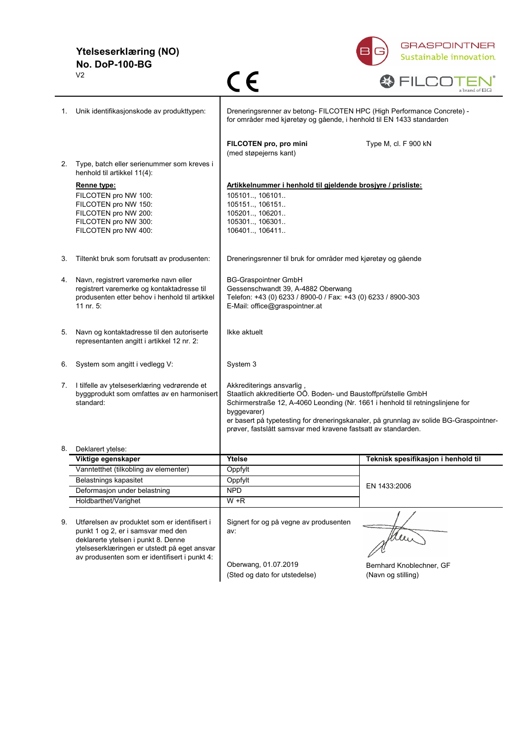# Ytelseserklæring (NO)
## No. DoP-100-BG

V2

GRASPOINTNER Sustainable innovation.

FILCOTEN® a brand of BG

1. Unik identifikasjonskode av produkttypen:

Dreneringsrenner av betong- FILCOTEN HPC (High Performance Concrete) - for områder med kjøretøy og gående, i henhold til EN 1433 standarden

**FILCOTEN pro, pro mini** (med støpejerns kant) — Type M, cl. F 900 kN

2. Type, batch eller serienummer som kreves i henhold til artikkel 11(4):

| **Renne type:** | **Artikkelnummer i henhold til gjeldende brosjyre / prisliste:** |
|---|---|
| FILCOTEN pro NW 100: | 105101.., 106101.. |
| FILCOTEN pro NW 150: | 105151.., 106151.. |
| FILCOTEN pro NW 200: | 105201.., 106201.. |
| FILCOTEN pro NW 300: | 105301.., 106301.. |
| FILCOTEN pro NW 400: | 106401.., 106411.. |

3. Tiltenkt bruk som forutsatt av produsenten:

Dreneringsrenner til bruk for områder med kjøretøy og gående

4. Navn, registrert varemerke navn eller registrert varemerke og kontaktadresse til produsenten etter behov i henhold til artikkel 11 nr. 5:

BG-Graspointner GmbH
Gessenschwandt 39, A-4882 Oberwang
Telefon: +43 (0) 6233 / 8900-0 / Fax: +43 (0) 6233 / 8900-303
E-Mail: office@graspointner.at

5. Navn og kontaktadresse til den autoriserte representanten angitt i artikkel 12 nr. 2:

Ikke aktuelt

6. System som angitt i vedlegg V:

System 3

7. I tilfelle av ytelseserklæring vedrørende et byggprodukt som omfattes av en harmonisert standard:

Akkrediterings ansvarlig ,
Staatlich akkreditierte OÖ. Boden- und Baustoffprüfstelle GmbH
Schirmerstraße 12, A-4060 Leonding (Nr. 1661 i henhold til retningslinjene for byggevarer)
er basert på typetesting for dreneringskanaler, på grunnlag av solide BG-Graspointner-prøver, fastslått samsvar med kravene fastsatt av standarden.

8. Deklarert ytelse:

| Viktige egenskaper | Ytelse | Teknisk spesifikasjon i henhold til |
|---|---|---|
| Vanntetthet (tilkobling av elementer) | Oppfylt | EN 1433:2006 |
| Belastnings kapasitet | Oppfylt | |
| Deformasjon under belastning | NPD | |
| Holdbarthet/Varighet | W +R | |

9. Utførelsen av produktet som er identifisert i punkt 1 og 2, er i samsvar med den deklarerte ytelsen i punkt 8. Denne ytelseserklæringen er utstedt på eget ansvar av produsenten som er identifisert i punkt 4:

Signert for og på vegne av produsenten av:

Oberwang, 01.07.2019
(Sted og dato for utstedelse)

Bernhard Knoblechner, GF
(Navn og stilling)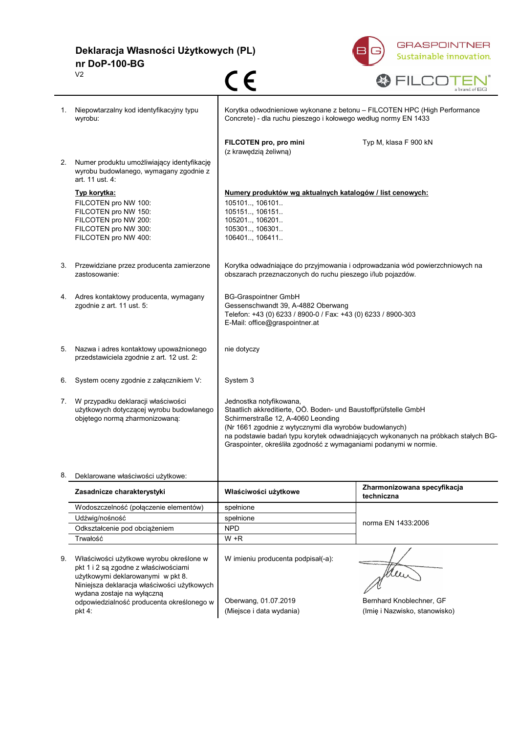# Deklaracja Własności Użytkowych (PL)

## nr DoP-100-BG

V2

CE

GRASPOINTNER Sustainable innovation.

FILCOTEN® a brand of BG

1. Niepowtarzalny kod identyfikacyjny typu wyrobu:

   Korytka odwodnieniowe wykonane z betonu – FILCOTEN HPC (High Performance Concrete) - dla ruchu pieszego i kołowego według normy EN 1433

   **FILCOTEN pro, pro mini** (z krawędzią żeliwną) — Typ M, klasa F 900 kN

2. Numer produktu umożliwiający identyfikację wyrobu budowlanego, wymagany zgodnie z art. 11 ust. 4:

| Typ korytka: | Numery produktów wg aktualnych katalogów / list cenowych: |
|---|---|
| FILCOTEN pro NW 100: | 105101.., 106101.. |
| FILCOTEN pro NW 150: | 105151.., 106151.. |
| FILCOTEN pro NW 200: | 105201.., 106201.. |
| FILCOTEN pro NW 300: | 105301.., 106301.. |
| FILCOTEN pro NW 400: | 106401.., 106411.. |

3. Przewidziane przez producenta zamierzone zastosowanie:

   Korytka odwadniające do przyjmowania i odprowadzania wód powierzchniowych na obszarach przeznaczonych do ruchu pieszego i/lub pojazdów.

4. Adres kontaktowy producenta, wymagany zgodnie z art. 11 ust. 5:

   BG-Graspointner GmbH
   Gessenschwandt 39, A-4882 Oberwang
   Telefon: +43 (0) 6233 / 8900-0 / Fax: +43 (0) 6233 / 8900-303
   E-Mail: office@graspointner.at

5. Nazwa i adres kontaktowy upoważnionego przedstawiciela zgodnie z art. 12 ust. 2:

   nie dotyczy

6. System oceny zgodnie z załącznikiem V:

   System 3

7. W przypadku deklaracji właściwości użytkowych dotyczącej wyrobu budowlanego objętego normą zharmonizowaną:

   Jednostka notyfikowana,
   Staatlich akkreditierte, OÖ. Boden- und Baustoffprüfstelle GmbH
   Schirmerstraße 12, A-4060 Leonding
   (Nr 1661 zgodnie z wytycznymi dla wyrobów budowlanych)
   na podstawie badań typu korytek odwadniających wykonanych na próbkach stałych BG-Graspointer, określiła zgodność z wymaganiami podanymi w normie.

8. Deklarowane właściwości użytkowe:

| Zasadnicze charakterystyki | Właściwości użytkowe | Zharmonizowana specyfikacja techniczna |
|---|---|---|
| Wodoszczelność (połączenie elementów) | spełnione | norma EN 1433:2006 |
| Udźwig/nośność | spełnione | |
| Odkształcenie pod obciążeniem | NPD | |
| Trwałość | W +R | |

9. Właściwości użytkowe wyrobu określone w pkt 1 i 2 są zgodne z właściwościami użytkowymi deklarowanymi w pkt 8. Niniejsza deklaracja właściwości użytkowych wydana zostaje na wyłączną odpowiedzialność producenta określonego w pkt 4:

   W imieniu producenta podpisał(-a):

   Oberwang, 01.07.2019 (Miejsce i data wydania)

   Bernhard Knoblechner, GF (Imię i Nazwisko, stanowisko)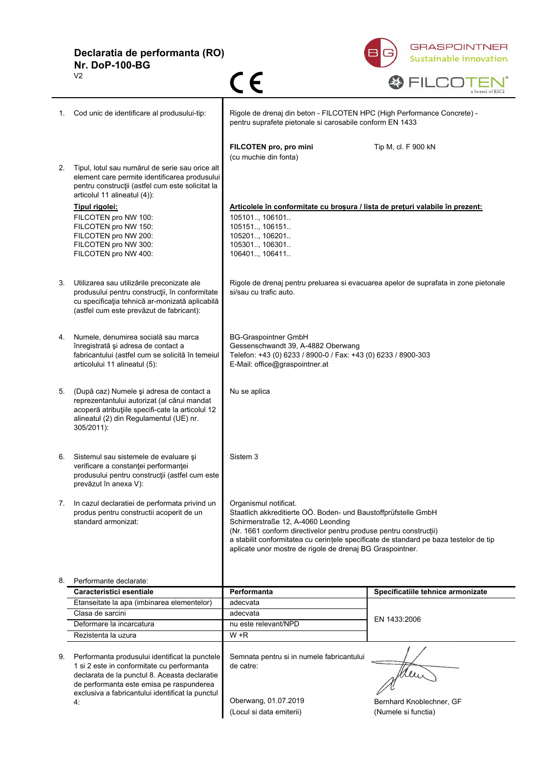# Declaratia de performanta (RO)
## Nr. DoP-100-BG
V2

GRASPOINTNER
Sustainable innovation.

FILCOTEN® a brand of BG

1. Cod unic de identificare al produsului-tip:

Rigole de drenaj din beton - FILCOTEN HPC (High Performance Concrete) - pentru suprafete pietonale si carosabile conform EN 1433

**FILCOTEN pro, pro mini** (cu muchie din fonta) — Tip M, cl. F 900 kN

2. Tipul, lotul sau numărul de serie sau orice alt element care permite identificarea produsului pentru construcţii (astfel cum este solicitat la articolul 11 alineatul (4)):

| **Tipul rigolei:** | **Articolele în conformitate cu broşura / lista de preţuri valabile în prezent:** |
|---|---|
| FILCOTEN pro NW 100: | 105101.., 106101.. |
| FILCOTEN pro NW 150: | 105151.., 106151.. |
| FILCOTEN pro NW 200: | 105201.., 106201.. |
| FILCOTEN pro NW 300: | 105301.., 106301.. |
| FILCOTEN pro NW 400: | 106401.., 106411.. |

3. Utilizarea sau utilizările preconizate ale produsului pentru construcţii, în conformitate cu specificaţia tehnică ar-monizată aplicabilă (astfel cum este prevăzut de fabricant):

Rigole de drenaj pentru preluarea si evacuarea apelor de suprafata in zone pietonale si/sau cu trafic auto.

4. Numele, denumirea socială sau marca înregistrată şi adresa de contact a fabricantului (astfel cum se solicită în temeiul articolului 11 alineatul (5):

BG-Graspointner GmbH
Gessenschwandt 39, A-4882 Oberwang
Telefon: +43 (0) 6233 / 8900-0 / Fax: +43 (0) 6233 / 8900-303
E-Mail: office@graspointner.at

5. (După caz) Numele şi adresa de contact a reprezentantului autorizat (al cărui mandat acoperă atribuţiile specifi-cate la articolul 12 alineatul (2) din Regulamentul (UE) nr. 305/2011):

Nu se aplica

6. Sistemul sau sistemele de evaluare şi verificare a constanţei performanţei produsului pentru construcţii (astfel cum este prevăzut în anexa V):

Sistem 3

7. In cazul declaratiei de performata privind un produs pentru constructii acoperit de un standard armonizat:

Organismul notificat.
Staatlich akkreditierte OÖ. Boden- und Baustoffprüfstelle GmbH
Schirmerstraße 12, A-4060 Leonding
(Nr. 1661 conform directivelor pentru produse pentru construcţii)
a stabilit conformitatea cu cerinţele specificate de standard pe baza testelor de tip aplicate unor mostre de rigole de drenaj BG Graspointner.

8. Performante declarate:

| Caracteristici esentiale | Performanta | Specificatiile tehnice armonizate |
|---|---|---|
| Etanseitate la apa (imbinarea elementelor) | adecvata | EN 1433:2006 |
| Clasa de sarcini | adecvata | |
| Deformare la incarcatura | nu este relevant/NPD | |
| Rezistenta la uzura | W +R | |

9. Performanta produsului identificat la punctele 1 si 2 este in conformitate cu performanta declarata de la punctul 8. Aceasta declaratie de performanta este emisa pe raspunderea exclusiva a fabricantului identificat la punctul 4:

Semnata pentru si in numele fabricantului de catre:

Oberwang, 01.07.2019
(Locul si data emiterii)

Bernhard Knoblechner, GF
(Numele si functia)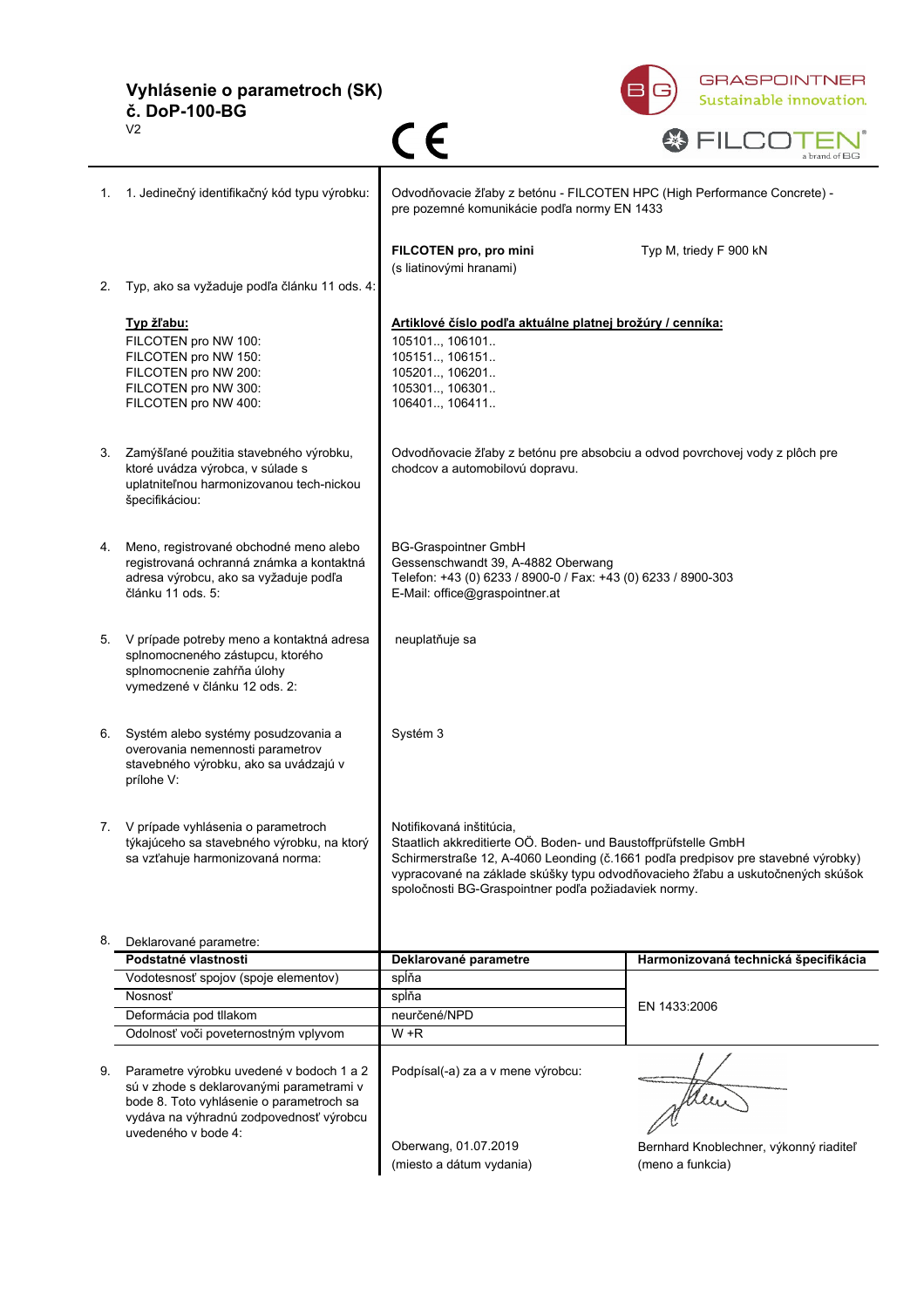# Vyhlásenie o parametroch (SK)

## č. DoP-100-BG

V2

CE

GRASPOINTNER Sustainable innovation.

FILCOTEN® a brand of BG

1. 1. Jedinečný identifikačný kód typu výrobku:

Odvodňovacie žľaby z betónu - FILCOTEN HPC (High Performance Concrete) - pre pozemné komunikácie podľa normy EN 1433

**FILCOTEN pro, pro mini** (s liatinovými hranami) — Typ M, triedy F 900 kN

2. Typ, ako sa vyžaduje podľa článku 11 ods. 4:

| Typ žľabu: | Artiklové číslo podľa aktuálne platnej brožúry / cenníka: |
|---|---|
| FILCOTEN pro NW 100: | 105101.., 106101.. |
| FILCOTEN pro NW 150: | 105151.., 106151.. |
| FILCOTEN pro NW 200: | 105201.., 106201.. |
| FILCOTEN pro NW 300: | 105301.., 106301.. |
| FILCOTEN pro NW 400: | 106401.., 106411.. |

3. Zamýšľané použitia stavebného výrobku, ktoré uvádza výrobca, v súlade s uplatniteľnou harmonizovanou tech-nickou špecifikáciou:

Odvodňovacie žľaby z betónu pre absobciu a odvod povrchovej vody z plôch pre chodcov a automobilovú dopravu.

4. Meno, registrované obchodné meno alebo registrovaná ochranná známka a kontaktná adresa výrobcu, ako sa vyžaduje podľa článku 11 ods. 5:

BG-Graspointner GmbH
Gessenschwandt 39, A-4882 Oberwang
Telefon: +43 (0) 6233 / 8900-0 / Fax: +43 (0) 6233 / 8900-303
E-Mail: office@graspointner.at

5. V prípade potreby meno a kontaktná adresa splnomocneného zástupcu, ktorého splnomocnenie zahŕňa úlohy vymedzené v článku 12 ods. 2:

neuplatňuje sa

6. Systém alebo systémy posudzovania a overovania nemennosti parametrov stavebného výrobku, ako sa uvádzajú v prílohe V:

Systém 3

7. V prípade vyhlásenia o parametroch týkajúceho sa stavebného výrobku, na ktorý sa vzťahuje harmonizovaná norma:

Notifikovaná inštitúcia,
Staatlich akkreditierte OÖ. Boden- und Baustoffprüfstelle GmbH
Schirmerstraße 12, A-4060 Leonding (č.1661 podľa predpisov pre stavebné výrobky) vypracované na základe skúšky typu odvodňovacieho žľabu a uskutočnených skúšok spoločnosti BG-Graspointner podľa požiadaviek normy.

8. Deklarované parametre:

| Podstatné vlastnosti | Deklarované parametre | Harmonizovaná technická špecifikácia |
|---|---|---|
| Vodotesnosť spojov (spoje elementov) | spĺňa | EN 1433:2006 |
| Nosnosť | spĺňa | |
| Deformácia pod tlakom | neurčené/NPD | |
| Odolnosť voči poveternostným vplyvom | W +R | |

9. Parametre výrobku uvedené v bodoch 1 a 2 sú v zhode s deklarovanými parametrami v bode 8. Toto vyhlásenie o parametroch sa vydáva na výhradnú zodpovednosť výrobcu uvedeného v bode 4:

Podpísal(-a) za a v mene výrobcu:

Oberwang, 01.07.2019
(miesto a dátum vydania)

Bernhard Knoblechner, výkonný riaditeľ
(meno a funkcia)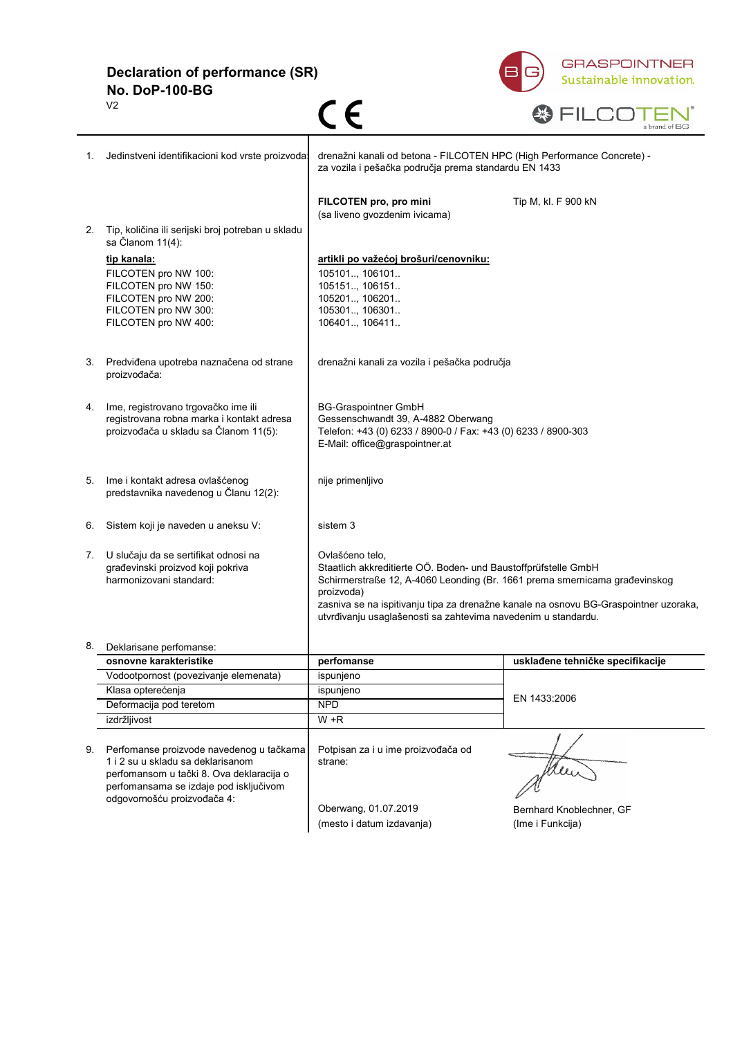# Declaration of performance (SR)
## No. DoP-100-BG
V2

CE

GRASPOINTNER Sustainable innovation.

FILCOTEN® a brand of BG

1. Jedinstveni identifikacioni kod vrste proizvoda: drenažni kanali od betona - FILCOTEN HPC (High Performance Concrete) - za vozila i pešačka područja prema standardu EN 1433

   **FILCOTEN pro, pro mini** (sa liveno gvozdenim ivicama) — Tip M, kl. F 900 kN

2. Tip, količina ili serijski broj potreban u skladu sa Članom 11(4):

| **tip kanala:** | **artikli po važećoj brošuri/cenovniku:** |
|---|---|
| FILCOTEN pro NW 100: | 105101.., 106101.. |
| FILCOTEN pro NW 150: | 105151.., 106151.. |
| FILCOTEN pro NW 200: | 105201.., 106201.. |
| FILCOTEN pro NW 300: | 105301.., 106301.. |
| FILCOTEN pro NW 400: | 106401.., 106411.. |

3. Predviđena upotreba naznačena od strane proizvođača: drenažni kanali za vozila i pešačka područja

4. Ime, registrovano trgovačko ime ili registrovana robna marka i kontakt adresa proizvođača u skladu sa Članom 11(5):
   BG-Graspointner GmbH
   Gessenschwandt 39, A-4882 Oberwang
   Telefon: +43 (0) 6233 / 8900-0 / Fax: +43 (0) 6233 / 8900-303
   E-Mail: office@graspointner.at

5. Ime i kontakt adresa ovlašćenog predstavnika navedenog u Članu 12(2): nije primenljivo

6. Sistem koji je naveden u aneksu V: sistem 3

7. U slučaju da se sertifikat odnosi na građevinski proizvod koji pokriva harmonizovani standard:
   Ovlašćeno telo,
   Staatlich akkreditierte OÖ. Boden- und Baustoffprüfstelle GmbH
   Schirmerstraße 12, A-4060 Leonding (Br. 1661 prema smernicama građevinskog proizvoda)
   zasniva se na ispitivanju tipa za drenažne kanale na osnovu BG-Graspointner uzoraka, utvrđivanju usaglašenosti sa zahtevima navedenim u standardu.

8. Deklarisane perfomanse:

| osnovne karakteristike | perfomanse | usklađene tehničke specifikacije |
|---|---|---|
| Vodootpornost (povezivanje elemenata) | ispunjeno | EN 1433:2006 |
| Klasa opterećenja | ispunjeno | |
| Deformacija pod teretom | NPD | |
| izdržljivost | W +R | |

9. Perfomanse proizvode navedenog u tačkama 1 i 2 su u skladu sa deklarisanom perfomansom u tački 8. Ova deklaracija o perfomansama se izdaje pod isključivom odgovornošću proizvođača 4:

   Potpisan za i u ime proizvođača od strane:

   Oberwang, 01.07.2019 (mesto i datum izdavanja)

   Bernhard Knoblechner, GF (Ime i Funkcija)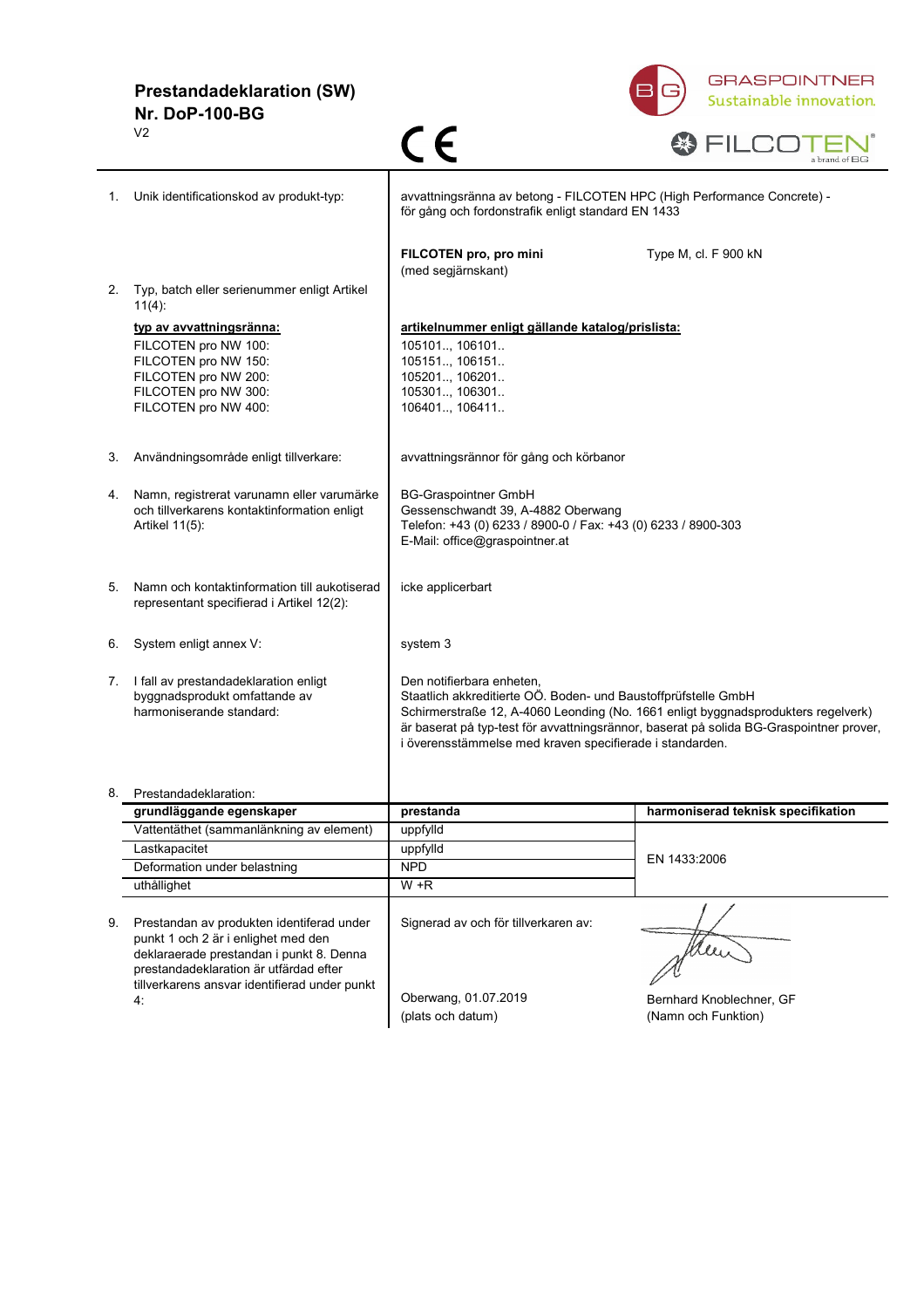# Prestandadeklaration (SW)
## Nr. DoP-100-BG
V2

GRASPOINTNER
Sustainable innovation.

FILCOTEN® a brand of BG

CE

| | | | |
|---|---|---|---|
| 1. | Unik identificationskod av produkt-typ: | avvattningsränna av betong - FILCOTEN HPC (High Performance Concrete) - för gång och fordonstrafik enligt standard EN 1433 | |
| | | **FILCOTEN pro, pro mini** (med segjärnskant) | Type M, cl. F 900 kN |
| 2. | Typ, batch eller serienummer enligt Artikel 11(4): | | |
| | **typ av avvattningsränna:** | **artikelnummer enligt gällande katalog/prislista:** | |
| | FILCOTEN pro NW 100: | 105101.., 106101.. | |
| | FILCOTEN pro NW 150: | 105151.., 106151.. | |
| | FILCOTEN pro NW 200: | 105201.., 106201.. | |
| | FILCOTEN pro NW 300: | 105301.., 106301.. | |
| | FILCOTEN pro NW 400: | 106401.., 106411.. | |
| 3. | Användningsområde enligt tillverkare: | avvattningsrännor för gång och körbanor | |
| 4. | Namn, registrerat varunamn eller varumärke och tillverkarens kontaktinformation enligt Artikel 11(5): | BG-Graspointner GmbH<br>Gessenschwandt 39, A-4882 Oberwang<br>Telefon: +43 (0) 6233 / 8900-0 / Fax: +43 (0) 6233 / 8900-303<br>E-Mail: office@graspointner.at | |
| 5. | Namn och kontaktinformation till aukotiserad representant specifierad i Artikel 12(2): | icke applicerbart | |
| 6. | System enligt annex V: | system 3 | |
| 7. | I fall av prestandadeklaration enligt byggnadsprodukt omfattande av harmoniserande standard: | Den notifierbara enheten,<br>Staatlich akkreditierte OÖ. Boden- und Baustoffprüfstelle GmbH<br>Schirmerstraße 12, A-4060 Leonding (No. 1661 enligt byggnadsprodukters regelverk)<br>är baserat på typ-test för avvattningsrännor, baserat på solida BG-Graspointner prover, i överensstämmelse med kraven specifierade i standarden. | |

8. Prestandadeklaration:

| grundläggande egenskaper | prestanda | harmoniserad teknisk specifikation |
|---|---|---|
| Vattentäthet (sammanlänkning av element) | uppfylld | |
| Lastkapacitet | uppfylld | EN 1433:2006 |
| Deformation under belastning | NPD | |
| uthållighet | W +R | |

9. Prestandan av produkten identiferad under punkt 1 och 2 är i enlighet med den deklaraerade prestandan i punkt 8. Denna prestandadeklaration är utfärdad efter tillverkarens ansvar identifierad under punkt 4:

Signerad av och för tillverkaren av:

Oberwang, 01.07.2019
(plats och datum)

Bernhard Knoblechner, GF
(Namn och Funktion)